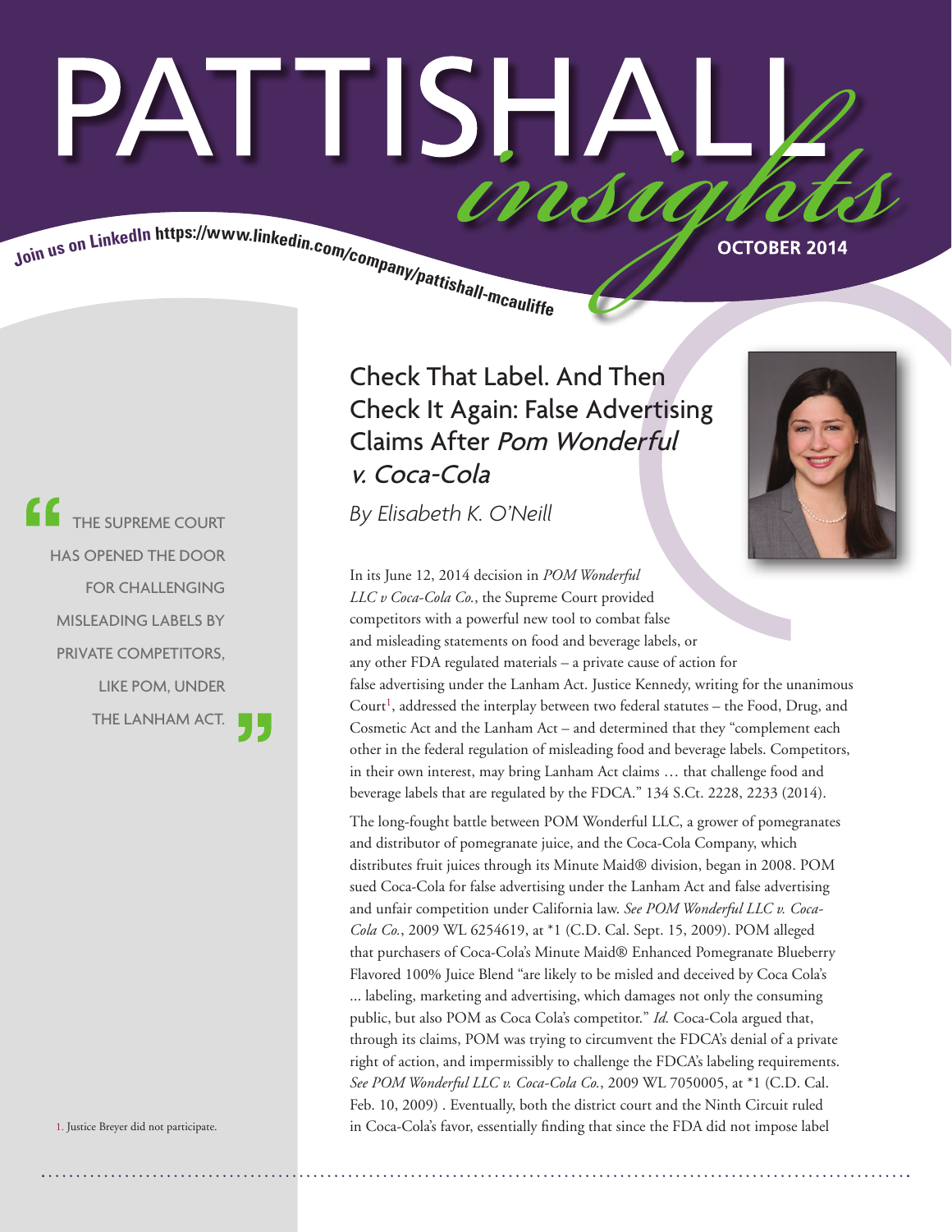# PATTISHALL *insights*

Join us on LinkedIn https://www.linkedin.com/company/pattishall-mcauliffe

OCTOBER 2014

## Check That Label. And Then Check It Again: False Advertising Claims After *Pom Wonderful v. Coca-Cola*

*By Elisabeth K. O'Neill*

> "THE SUPREME COURT HAS OPENED THE DOOR FOR CHALLENGING MISLEADING LABELS BY PRIVATE COMPETITORS, LIKE POM, UNDER THE LANHAM ACT."

In its June 12, 2014 decision in *POM Wonderful LLC v Coca-Cola Co.*, the Supreme Court provided competitors with a powerful new tool to combat false and misleading statements on food and beverage labels, or any other FDA regulated materials – a private cause of action for false advertising under the Lanham Act. Justice Kennedy, writing for the unanimous Court[1], addressed the interplay between two federal statutes – the Food, Drug, and Cosmetic Act and the Lanham Act – and determined that they "complement each other in the federal regulation of misleading food and beverage labels. Competitors, in their own interest, may bring Lanham Act claims … that challenge food and beverage labels that are regulated by the FDCA." 134 S.Ct. 2228, 2233 (2014).

The long-fought battle between POM Wonderful LLC, a grower of pomegranates and distributor of pomegranate juice, and the Coca-Cola Company, which distributes fruit juices through its Minute Maid® division, began in 2008. POM sued Coca-Cola for false advertising under the Lanham Act and false advertising and unfair competition under California law. *See POM Wonderful LLC v. Coca-Cola Co.*, 2009 WL 6254619, at *1 (C.D. Cal. Sept. 15, 2009). POM alleged that purchasers of Coca-Cola's Minute Maid® Enhanced Pomegranate Blueberry Flavored 100% Juice Blend "are likely to be misled and deceived by Coca Cola's ... labeling, marketing and advertising, which damages not only the consuming public, but also POM as Coca Cola's competitor." *Id.* Coca-Cola argued that, through its claims, POM was trying to circumvent the FDCA's denial of a private right of action, and impermissibly to challenge the FDCA's labeling requirements. *See POM Wonderful LLC v. Coca-Cola Co.*, 2009 WL 7050005, at *1 (C.D. Cal. Feb. 10, 2009) . Eventually, both the district court and the Ninth Circuit ruled in Coca-Cola's favor, essentially finding that since the FDA did not impose label

1. Justice Breyer did not participate.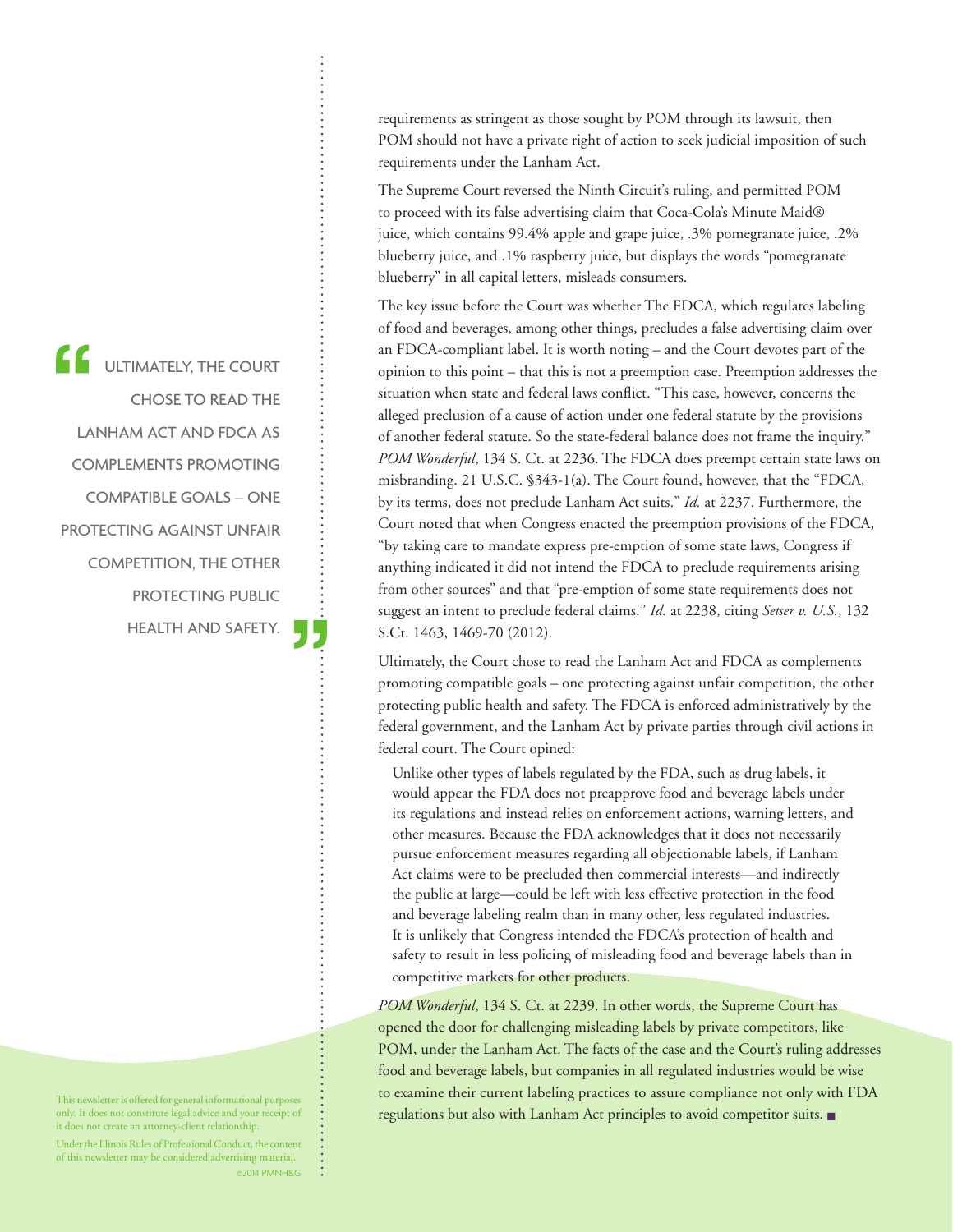requirements as stringent as those sought by POM through its lawsuit, then POM should not have a private right of action to seek judicial imposition of such requirements under the Lanham Act.

The Supreme Court reversed the Ninth Circuit's ruling, and permitted POM to proceed with its false advertising claim that Coca-Cola's Minute Maid® juice, which contains 99.4% apple and grape juice, .3% pomegranate juice, .2% blueberry juice, and .1% raspberry juice, but displays the words "pomegranate blueberry" in all capital letters, misleads consumers.

The key issue before the Court was whether The FDCA, which regulates labeling of food and beverages, among other things, precludes a false advertising claim over an FDCA-compliant label. It is worth noting – and the Court devotes part of the opinion to this point – that this is not a preemption case. Preemption addresses the situation when state and federal laws conflict. "This case, however, concerns the alleged preclusion of a cause of action under one federal statute by the provisions of another federal statute. So the state-federal balance does not frame the inquiry." *POM Wonderful*, 134 S. Ct. at 2236. The FDCA does preempt certain state laws on misbranding. 21 U.S.C. §343-1(a). The Court found, however, that the "FDCA, by its terms, does not preclude Lanham Act suits." *Id.* at 2237. Furthermore, the Court noted that when Congress enacted the preemption provisions of the FDCA, "by taking care to mandate express pre-emption of some state laws, Congress if anything indicated it did not intend the FDCA to preclude requirements arising from other sources" and that "pre-emption of some state requirements does not suggest an intent to preclude federal claims." *Id.* at 2238, citing *Setser v. U.S.*, 132 S.Ct. 1463, 1469-70 (2012).

> "ULTIMATELY, THE COURT CHOSE TO READ THE LANHAM ACT AND FDCA AS COMPLEMENTS PROMOTING COMPATIBLE GOALS – ONE PROTECTING AGAINST UNFAIR COMPETITION, THE OTHER PROTECTING PUBLIC HEALTH AND SAFETY."

Ultimately, the Court chose to read the Lanham Act and FDCA as complements promoting compatible goals – one protecting against unfair competition, the other protecting public health and safety. The FDCA is enforced administratively by the federal government, and the Lanham Act by private parties through civil actions in federal court. The Court opined:

> Unlike other types of labels regulated by the FDA, such as drug labels, it would appear the FDA does not preapprove food and beverage labels under its regulations and instead relies on enforcement actions, warning letters, and other measures. Because the FDA acknowledges that it does not necessarily pursue enforcement measures regarding all objectionable labels, if Lanham Act claims were to be precluded then commercial interests—and indirectly the public at large—could be left with less effective protection in the food and beverage labeling realm than in many other, less regulated industries. It is unlikely that Congress intended the FDCA's protection of health and safety to result in less policing of misleading food and beverage labels than in competitive markets for other products.

*POM Wonderful*, 134 S. Ct. at 2239. In other words, the Supreme Court has opened the door for challenging misleading labels by private competitors, like POM, under the Lanham Act. The facts of the case and the Court's ruling addresses food and beverage labels, but companies in all regulated industries would be wise to examine their current labeling practices to assure compliance not only with FDA regulations but also with Lanham Act principles to avoid competitor suits. ■

This newsletter is offered for general informational purposes only. It does not constitute legal advice and your receipt of it does not create an attorney-client relationship.

Under the Illinois Rules of Professional Conduct, the content of this newsletter may be considered advertising material.

©2014 PMNH&G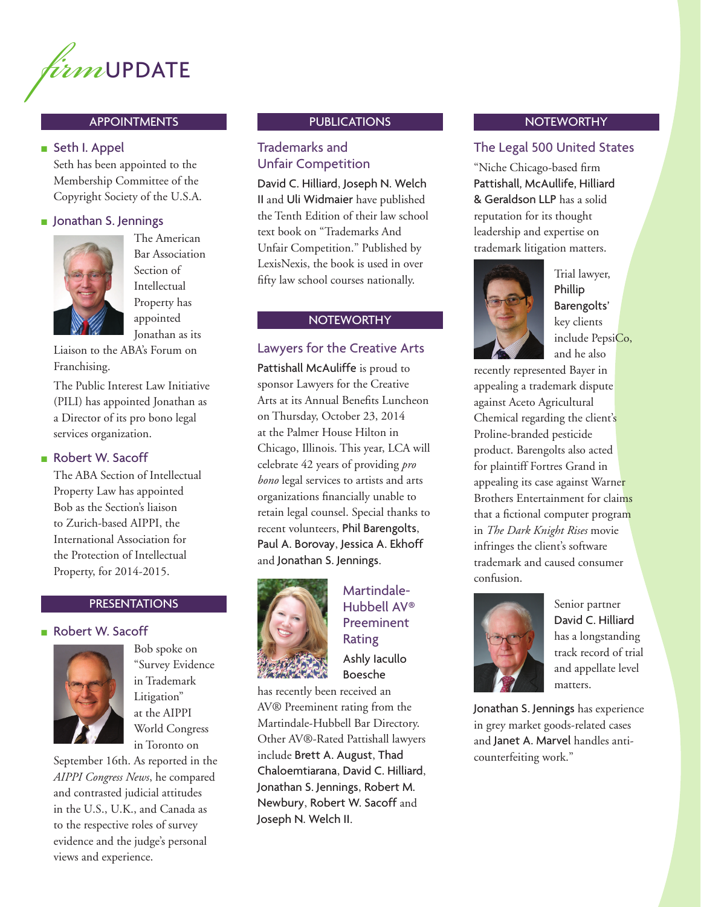# *firm* UPDATE

## APPOINTMENTS

### Seth I. Appel

Seth has been appointed to the Membership Committee of the Copyright Society of the U.S.A.

### Jonathan S. Jennings

The American Bar Association Section of Intellectual Property has appointed Jonathan as its Liaison to the ABA's Forum on Franchising.

The Public Interest Law Initiative (PILI) has appointed Jonathan as a Director of its pro bono legal services organization.

### Robert W. Sacoff

The ABA Section of Intellectual Property Law has appointed Bob as the Section's liaison to Zurich-based AIPPI, the International Association for the Protection of Intellectual Property, for 2014-2015.

## PRESENTATIONS

### Robert W. Sacoff

Bob spoke on "Survey Evidence in Trademark Litigation" at the AIPPI World Congress in Toronto on September 16th. As reported in the *AIPPI Congress News*, he compared and contrasted judicial attitudes in the U.S., U.K., and Canada as to the respective roles of survey evidence and the judge's personal views and experience.

## PUBLICATIONS

### Trademarks and Unfair Competition

**David C. Hilliard**, **Joseph N. Welch II** and **Uli Widmaier** have published the Tenth Edition of their law school text book on "Trademarks And Unfair Competition." Published by LexisNexis, the book is used in over fifty law school courses nationally.

## NOTEWORTHY

### Lawyers for the Creative Arts

**Pattishall McAuliffe** is proud to sponsor Lawyers for the Creative Arts at its Annual Benefits Luncheon on Thursday, October 23, 2014 at the Palmer House Hilton in Chicago, Illinois. This year, LCA will celebrate 42 years of providing *pro bono* legal services to artists and arts organizations financially unable to retain legal counsel. Special thanks to recent volunteers, **Phil Barengolts**, **Paul A. Borovay**, **Jessica A. Ekhoff** and **Jonathan S. Jennings**.

### Martindale-Hubbell AV® Preeminent Rating

**Ashly Iacullo Boesche** has recently been received an AV® Preeminent rating from the Martindale-Hubbell Bar Directory. Other AV®-Rated Pattishall lawyers include **Brett A. August**, **Thad Chaloemtiarana**, **David C. Hilliard**, **Jonathan S. Jennings**, **Robert M. Newbury**, **Robert W. Sacoff** and **Joseph N. Welch II**.

## NOTEWORTHY

### The Legal 500 United States

"Niche Chicago-based firm **Pattishall, McAuliffe, Hilliard & Geraldson LLP** has a solid reputation for its thought leadership and expertise on trademark litigation matters.

Trial lawyer, **Phillip Barengolts'** key clients include PepsiCo, and he also recently represented Bayer in appealing a trademark dispute against Aceto Agricultural Chemical regarding the client's Proline-branded pesticide product. Barengolts also acted for plaintiff Fortres Grand in appealing its case against Warner Brothers Entertainment for claims that a fictional computer program in *The Dark Knight Rises* movie infringes the client's software trademark and caused consumer confusion.

Senior partner **David C. Hilliard** has a longstanding track record of trial and appellate level matters.

**Jonathan S. Jennings** has experience in grey market goods-related cases and **Janet A. Marvel** handles anti-counterfeiting work."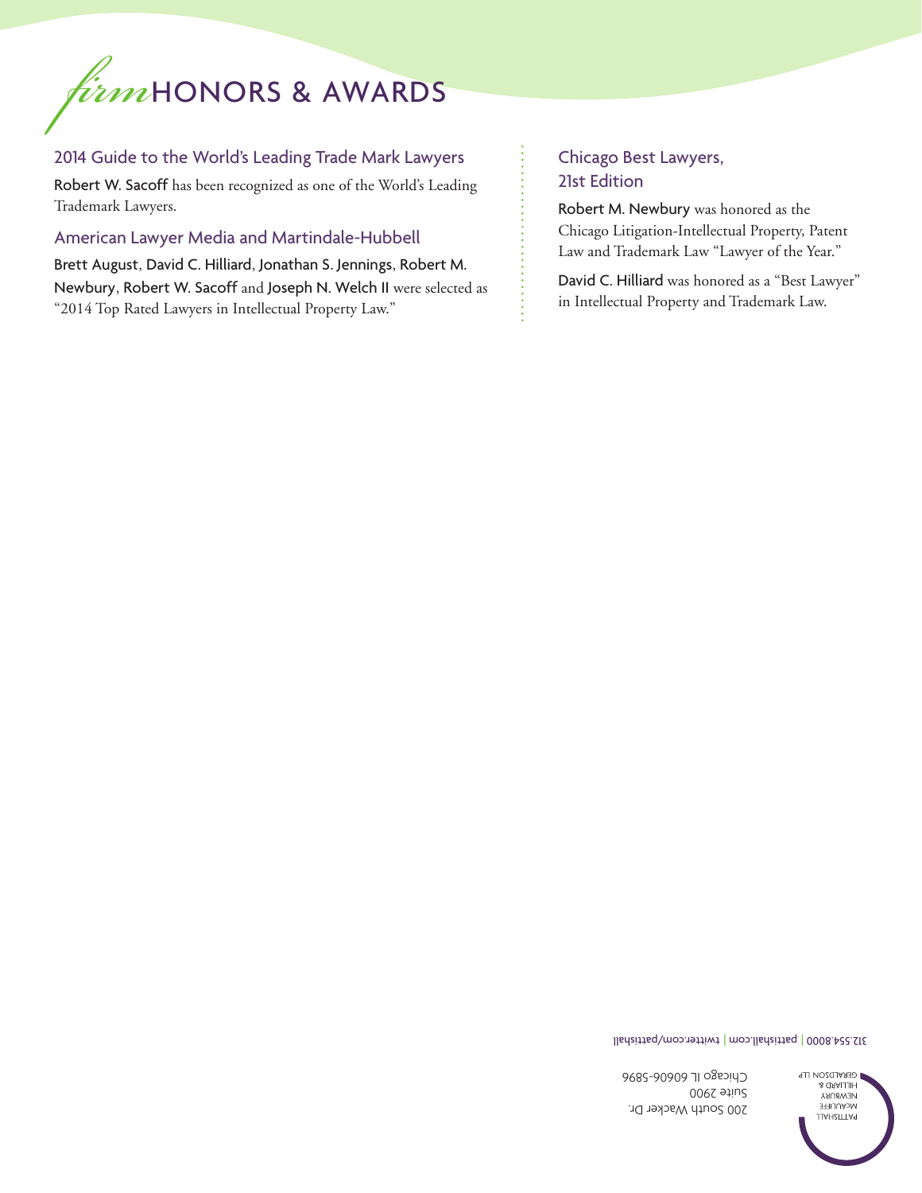# *firm* HONORS & AWARDS

## 2014 Guide to the World's Leading Trade Mark Lawyers

**Robert W. Sacoff** has been recognized as one of the World's Leading Trademark Lawyers.

## American Lawyer Media and Martindale-Hubbell

**Brett August**, **David C. Hilliard**, **Jonathan S. Jennings**, **Robert M. Newbury**, **Robert W. Sacoff** and **Joseph N. Welch II** were selected as "2014 Top Rated Lawyers in Intellectual Property Law."

## Chicago Best Lawyers, 21st Edition

**Robert M. Newbury** was honored as the Chicago Litigation-Intellectual Property, Patent Law and Trademark Law "Lawyer of the Year."

**David C. Hilliard** was honored as a "Best Lawyer" in Intellectual Property and Trademark Law.

312.554.8000 | pattishall.com | twitter.com/pattishall

PATTISHALL
McAULIFFE
NEWBURY
HILLIARD &
GERALDSON LLP

200 South Wacker Dr.
Suite 2900
Chicago IL 60606-5896